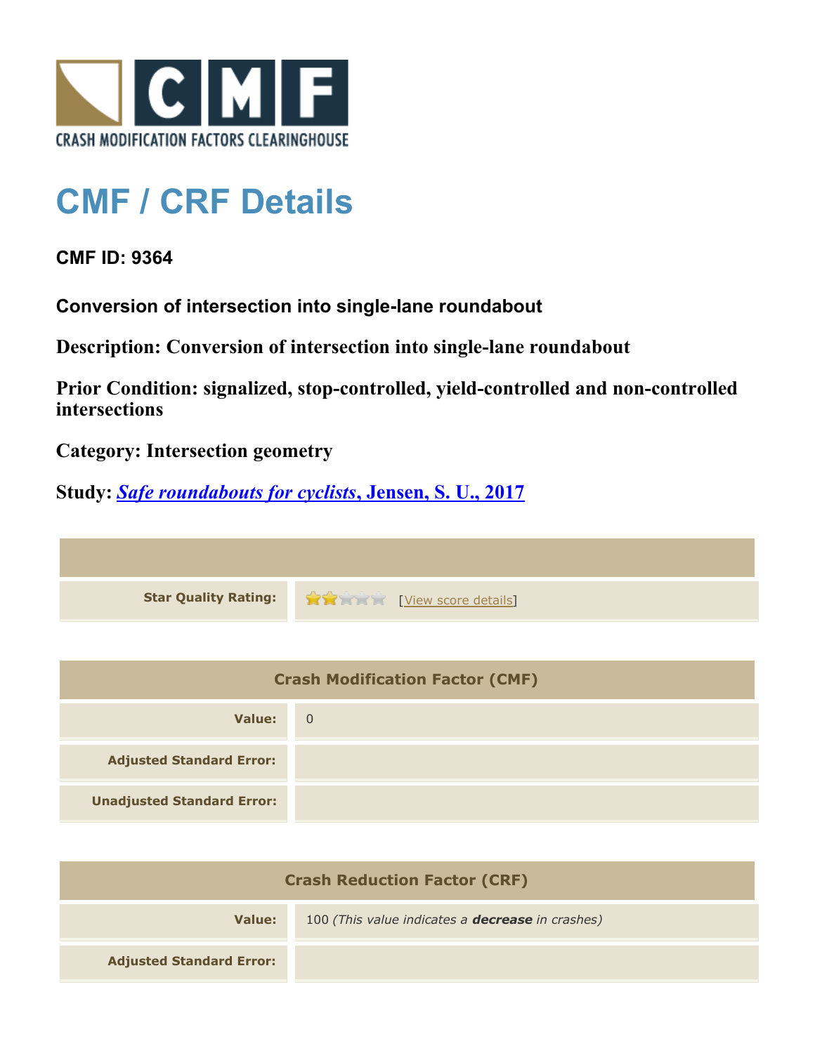# CMF / CRF Details

**CMF ID: 9364**

**Conversion of intersection into single-lane roundabout**

**Description: Conversion of intersection into single-lane roundabout**

**Prior Condition: signalized, stop-controlled, yield-controlled and non-controlled intersections**

**Category: Intersection geometry**

**Study: *Safe roundabouts for cyclists*, Jensen, S. U., 2017**

| | |
|---|---|
| **Star Quality Rating:** | [View score details] |

| Crash Modification Factor (CMF) | |
|---|---|
| **Value:** | 0 |
| **Adjusted Standard Error:** | |
| **Unadjusted Standard Error:** | |

| Crash Reduction Factor (CRF) | |
|---|---|
| **Value:** | 100 *(This value indicates a **decrease** in crashes)* |
| **Adjusted Standard Error:** | |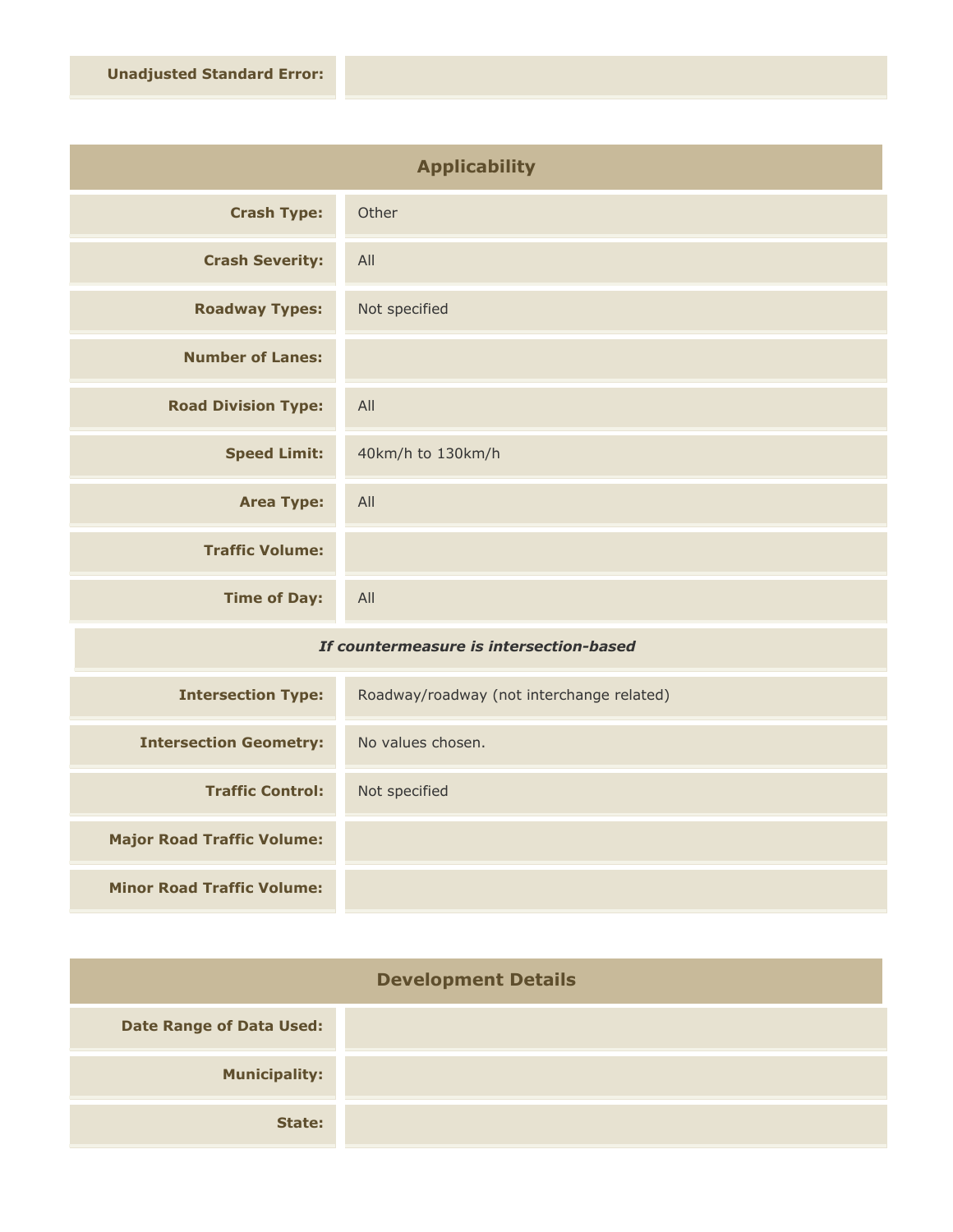| | |
|---|---|
| **Unadjusted Standard Error:** | |

## Applicability

| | |
|---|---|
| **Crash Type:** | Other |
| **Crash Severity:** | All |
| **Roadway Types:** | Not specified |
| **Number of Lanes:** | |
| **Road Division Type:** | All |
| **Speed Limit:** | 40km/h to 130km/h |
| **Area Type:** | All |
| **Traffic Volume:** | |
| **Time of Day:** | All |

***If countermeasure is intersection-based***

| | |
|---|---|
| **Intersection Type:** | Roadway/roadway (not interchange related) |
| **Intersection Geometry:** | No values chosen. |
| **Traffic Control:** | Not specified |
| **Major Road Traffic Volume:** | |
| **Minor Road Traffic Volume:** | |

## Development Details

| | |
|---|---|
| **Date Range of Data Used:** | |
| **Municipality:** | |
| **State:** | |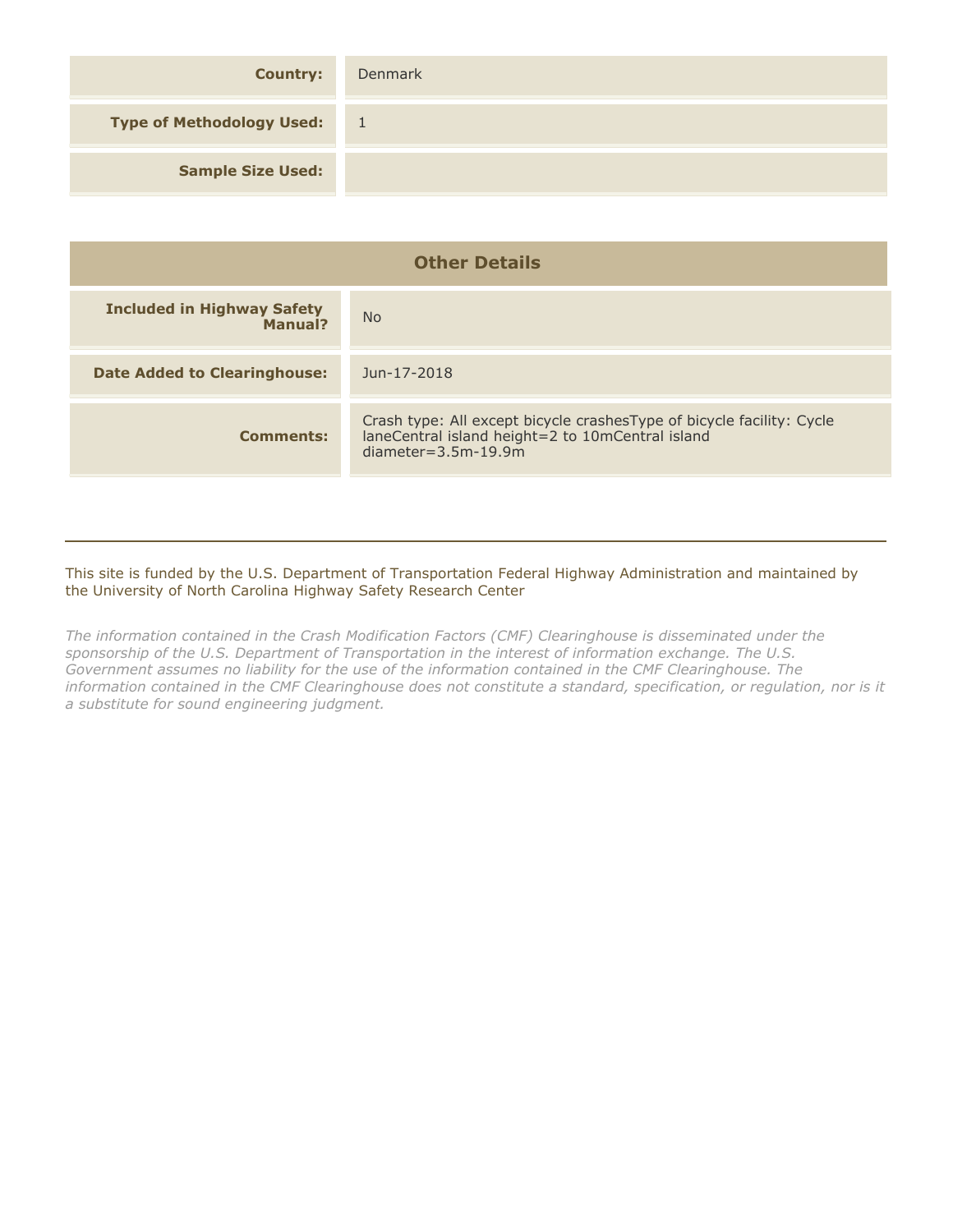| | |
|---|---|
| **Country:** | Denmark |
| **Type of Methodology Used:** | 1 |
| **Sample Size Used:** | |

## Other Details

| | |
|---|---|
| **Included in Highway Safety Manual?** | No |
| **Date Added to Clearinghouse:** | Jun-17-2018 |
| **Comments:** | Crash type: All except bicycle crashesType of bicycle facility: Cycle laneCentral island height=2 to 10mCentral island diameter=3.5m-19.9m |

---

This site is funded by the U.S. Department of Transportation Federal Highway Administration and maintained by the University of North Carolina Highway Safety Research Center

*The information contained in the Crash Modification Factors (CMF) Clearinghouse is disseminated under the sponsorship of the U.S. Department of Transportation in the interest of information exchange. The U.S. Government assumes no liability for the use of the information contained in the CMF Clearinghouse. The information contained in the CMF Clearinghouse does not constitute a standard, specification, or regulation, nor is it a substitute for sound engineering judgment.*